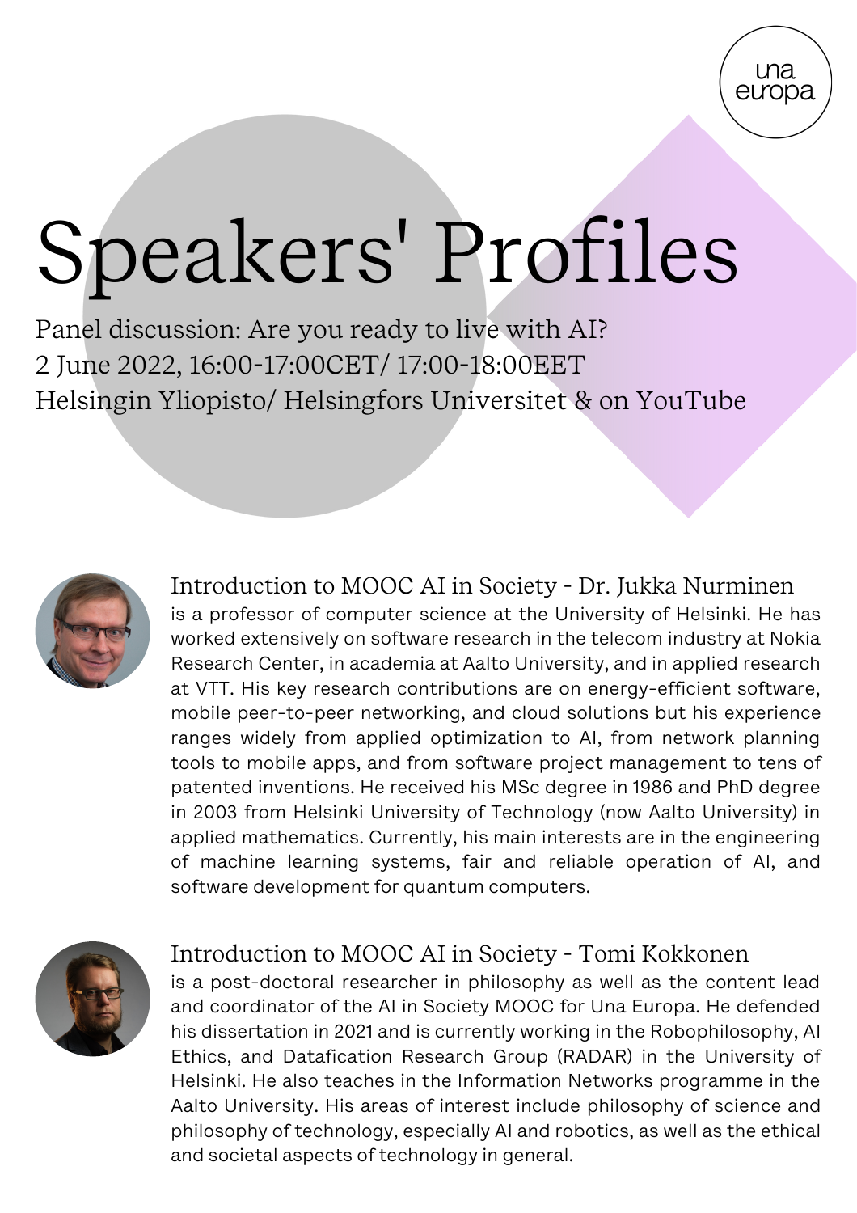una europa

# Speakers' Profiles

Panel discussion: Are you ready to live with AI?
2 June 2022, 16:00-17:00CET/ 17:00-18:00EET
Helsingin Yliopisto/ Helsingfors Universitet & on YouTube

### Introduction to MOOC AI in Society - Dr. Jukka Nurminen

is a professor of computer science at the University of Helsinki. He has worked extensively on software research in the telecom industry at Nokia Research Center, in academia at Aalto University, and in applied research at VTT. His key research contributions are on energy-efficient software, mobile peer-to-peer networking, and cloud solutions but his experience ranges widely from applied optimization to AI, from network planning tools to mobile apps, and from software project management to tens of patented inventions. He received his MSc degree in 1986 and PhD degree in 2003 from Helsinki University of Technology (now Aalto University) in applied mathematics. Currently, his main interests are in the engineering of machine learning systems, fair and reliable operation of AI, and software development for quantum computers.

### Introduction to MOOC AI in Society - Tomi Kokkonen

is a post-doctoral researcher in philosophy as well as the content lead and coordinator of the AI in Society MOOC for Una Europa. He defended his dissertation in 2021 and is currently working in the Robophilosophy, AI Ethics, and Datafication Research Group (RADAR) in the University of Helsinki. He also teaches in the Information Networks programme in the Aalto University. His areas of interest include philosophy of science and philosophy of technology, especially AI and robotics, as well as the ethical and societal aspects of technology in general.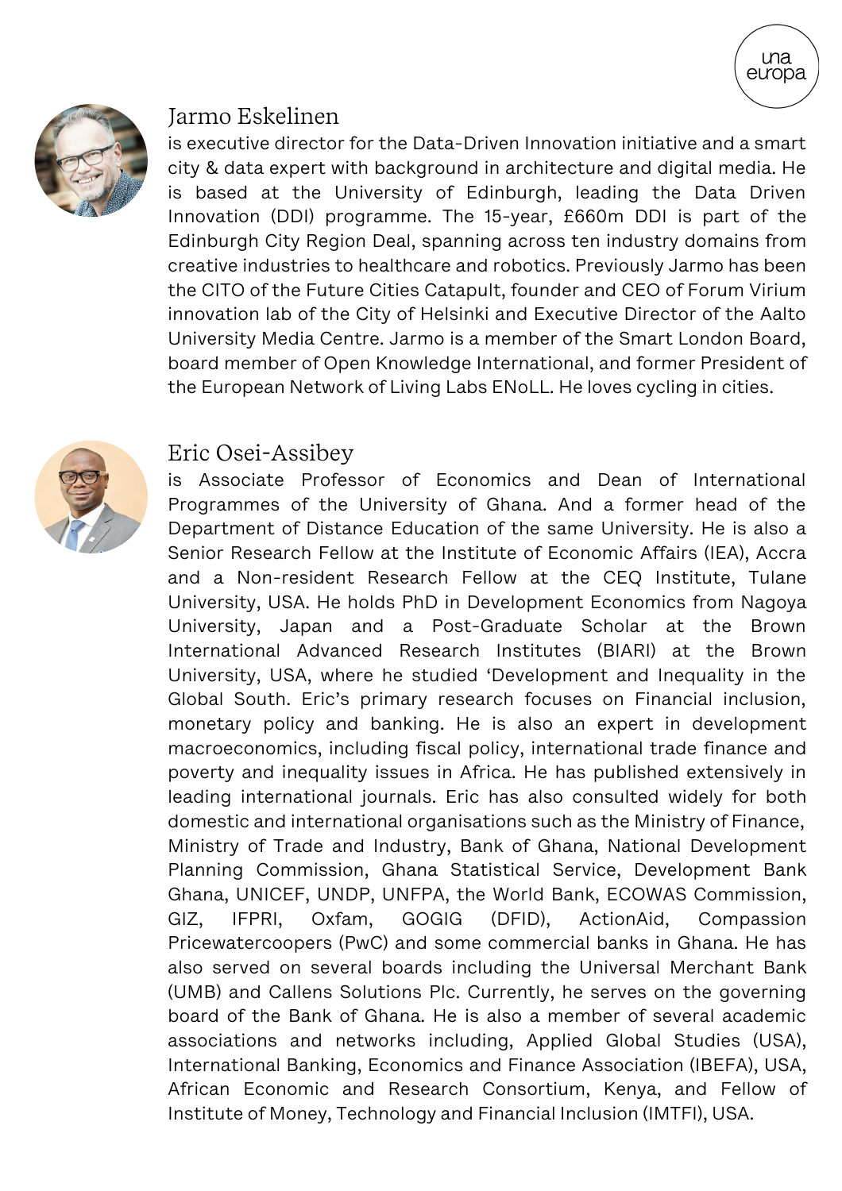## Jarmo Eskelinen

is executive director for the Data-Driven Innovation initiative and a smart city & data expert with background in architecture and digital media. He is based at the University of Edinburgh, leading the Data Driven Innovation (DDI) programme. The 15-year, £660m DDI is part of the Edinburgh City Region Deal, spanning across ten industry domains from creative industries to healthcare and robotics. Previously Jarmo has been the CITO of the Future Cities Catapult, founder and CEO of Forum Virium innovation lab of the City of Helsinki and Executive Director of the Aalto University Media Centre. Jarmo is a member of the Smart London Board, board member of Open Knowledge International, and former President of the European Network of Living Labs ENoLL. He loves cycling in cities.

## Eric Osei-Assibey

is Associate Professor of Economics and Dean of International Programmes of the University of Ghana. And a former head of the Department of Distance Education of the same University. He is also a Senior Research Fellow at the Institute of Economic Affairs (IEA), Accra and a Non-resident Research Fellow at the CEQ Institute, Tulane University, USA. He holds PhD in Development Economics from Nagoya University, Japan and a Post-Graduate Scholar at the Brown International Advanced Research Institutes (BIARI) at the Brown University, USA, where he studied 'Development and Inequality in the Global South. Eric's primary research focuses on Financial inclusion, monetary policy and banking. He is also an expert in development macroeconomics, including fiscal policy, international trade finance and poverty and inequality issues in Africa. He has published extensively in leading international journals. Eric has also consulted widely for both domestic and international organisations such as the Ministry of Finance, Ministry of Trade and Industry, Bank of Ghana, National Development Planning Commission, Ghana Statistical Service, Development Bank Ghana, UNICEF, UNDP, UNFPA, the World Bank, ECOWAS Commission, GIZ, IFPRI, Oxfam, GOGIG (DFID), ActionAid, Compassion Pricewatercoopers (PwC) and some commercial banks in Ghana. He has also served on several boards including the Universal Merchant Bank (UMB) and Callens Solutions Plc. Currently, he serves on the governing board of the Bank of Ghana. He is also a member of several academic associations and networks including, Applied Global Studies (USA), International Banking, Economics and Finance Association (IBEFA), USA, African Economic and Research Consortium, Kenya, and Fellow of Institute of Money, Technology and Financial Inclusion (IMTFI), USA.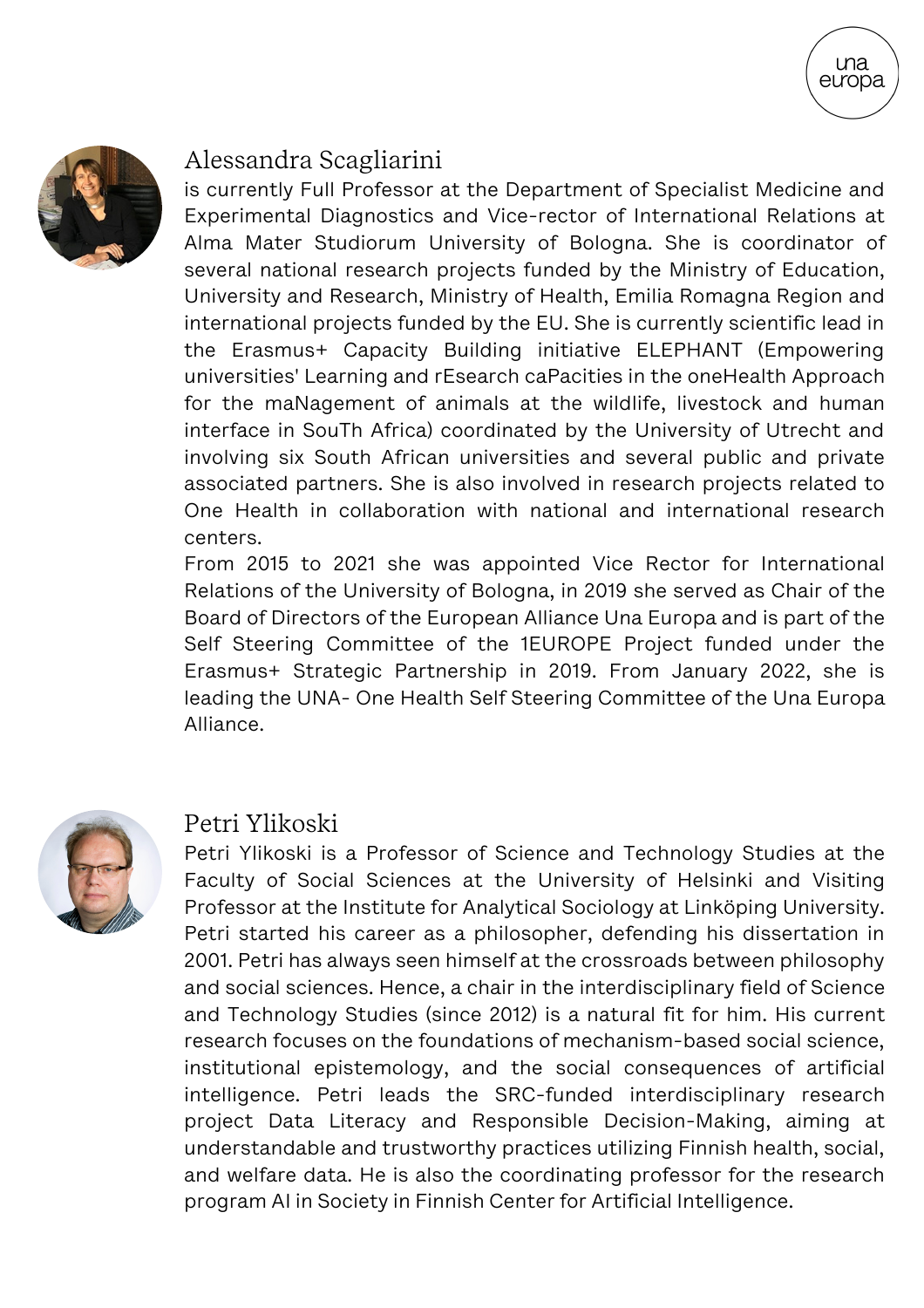## Alessandra Scagliarini

is currently Full Professor at the Department of Specialist Medicine and Experimental Diagnostics and Vice-rector of International Relations at Alma Mater Studiorum University of Bologna. She is coordinator of several national research projects funded by the Ministry of Education, University and Research, Ministry of Health, Emilia Romagna Region and international projects funded by the EU. She is currently scientific lead in the Erasmus+ Capacity Building initiative ELEPHANT (Empowering universities' Learning and rEsearch caPacities in the oneHealth Approach for the maNagement of animals at the wildlife, livestock and human interface in SouTh Africa) coordinated by the University of Utrecht and involving six South African universities and several public and private associated partners. She is also involved in research projects related to One Health in collaboration with national and international research centers.

From 2015 to 2021 she was appointed Vice Rector for International Relations of the University of Bologna, in 2019 she served as Chair of the Board of Directors of the European Alliance Una Europa and is part of the Self Steering Committee of the 1EUROPE Project funded under the Erasmus+ Strategic Partnership in 2019. From January 2022, she is leading the UNA- One Health Self Steering Committee of the Una Europa Alliance.

## Petri Ylikoski

Petri Ylikoski is a Professor of Science and Technology Studies at the Faculty of Social Sciences at the University of Helsinki and Visiting Professor at the Institute for Analytical Sociology at Linköping University. Petri started his career as a philosopher, defending his dissertation in 2001. Petri has always seen himself at the crossroads between philosophy and social sciences. Hence, a chair in the interdisciplinary field of Science and Technology Studies (since 2012) is a natural fit for him. His current research focuses on the foundations of mechanism-based social science, institutional epistemology, and the social consequences of artificial intelligence. Petri leads the SRC-funded interdisciplinary research project Data Literacy and Responsible Decision-Making, aiming at understandable and trustworthy practices utilizing Finnish health, social, and welfare data. He is also the coordinating professor for the research program AI in Society in Finnish Center for Artificial Intelligence.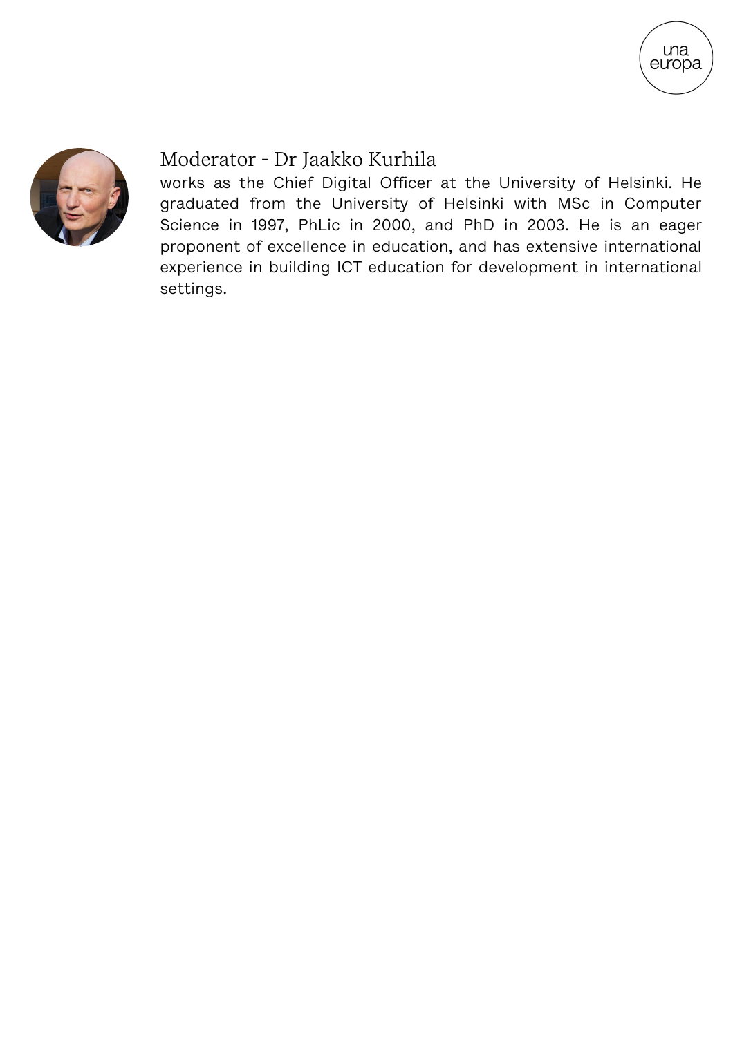## Moderator - Dr Jaakko Kurhila

works as the Chief Digital Officer at the University of Helsinki. He graduated from the University of Helsinki with MSc in Computer Science in 1997, PhLic in 2000, and PhD in 2003. He is an eager proponent of excellence in education, and has extensive international experience in building ICT education for development in international settings.